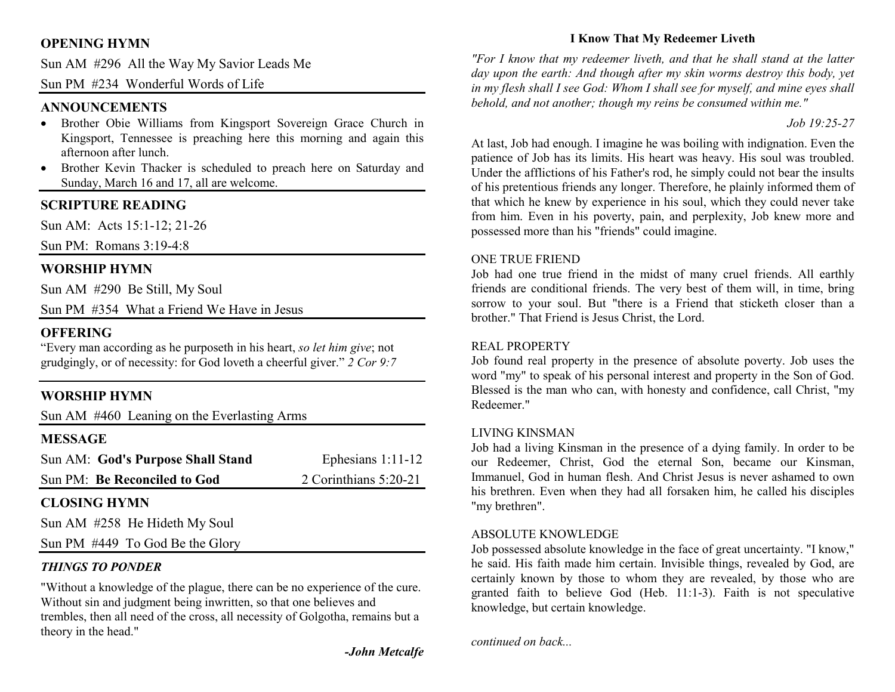## OPENING HYMN

Sun AM #296 All the Way My Savior Leads Me

Sun PM #234 Wonderful Words of Life

## ANNOUNCEMENTS

- Brother Obie Williams from Kingsport Sovereign Grace Church in Kingsport, Tennessee is preaching here this morning and again this afternoon after lunch.
- Brother Kevin Thacker is scheduled to preach here on Saturday and Sunday, March 16 and 17, all are welcome.

## SCRIPTURE READING

Sun AM: Acts 15:1-12; 21-26

Sun PM: Romans 3:19-4:8

## WORSHIP HYMN

Sun AM #290 Be Still, My Soul

Sun PM #354 What a Friend We Have in Jesus

## OFFERING

"Every man according as he purposeth in his heart, *so let him give*; not grudgingly, or of necessity: for God loveth a cheerful giver." *2 Cor 9:7*

## WORSHIP HYMN

Sun AM #460 Leaning on the Everlasting Arms

## MESSAGE

Sun AM: **God's Purpose Shall Stand** — Ephesians 1:11-12

Sun PM: **Be Reconciled to God** — 2 Corinthians 5:20-21

## CLOSING HYMN

Sun AM #258 He Hideth My Soul

Sun PM #449 To God Be the Glory

### *THINGS TO PONDER*

"Without a knowledge of the plague, there can be no experience of the cure. Without sin and judgment being inwritten, so that one believes and trembles, then all need of the cross, all necessity of Golgotha, remains but a theory in the head."

***-John Metcalfe***

## I Know That My Redeemer Liveth

*"For I know that my redeemer liveth, and that he shall stand at the latter day upon the earth: And though after my skin worms destroy this body, yet in my flesh shall I see God: Whom I shall see for myself, and mine eyes shall behold, and not another; though my reins be consumed within me."*

*Job 19:25-27*

At last, Job had enough. I imagine he was boiling with indignation. Even the patience of Job has its limits. His heart was heavy. His soul was troubled. Under the afflictions of his Father's rod, he simply could not bear the insults of his pretentious friends any longer. Therefore, he plainly informed them of that which he knew by experience in his soul, which they could never take from him. Even in his poverty, pain, and perplexity, Job knew more and possessed more than his "friends" could imagine.

ONE TRUE FRIEND

Job had one true friend in the midst of many cruel friends. All earthly friends are conditional friends. The very best of them will, in time, bring sorrow to your soul. But "there is a Friend that sticketh closer than a brother." That Friend is Jesus Christ, the Lord.

REAL PROPERTY

Job found real property in the presence of absolute poverty. Job uses the word "my" to speak of his personal interest and property in the Son of God. Blessed is the man who can, with honesty and confidence, call Christ, "my Redeemer."

LIVING KINSMAN

Job had a living Kinsman in the presence of a dying family. In order to be our Redeemer, Christ, God the eternal Son, became our Kinsman, Immanuel, God in human flesh. And Christ Jesus is never ashamed to own his brethren. Even when they had all forsaken him, he called his disciples "my brethren".

ABSOLUTE KNOWLEDGE

Job possessed absolute knowledge in the face of great uncertainty. "I know," he said. His faith made him certain. Invisible things, revealed by God, are certainly known by those to whom they are revealed, by those who are granted faith to believe God (Heb. 11:1-3). Faith is not speculative knowledge, but certain knowledge.

*continued on back...*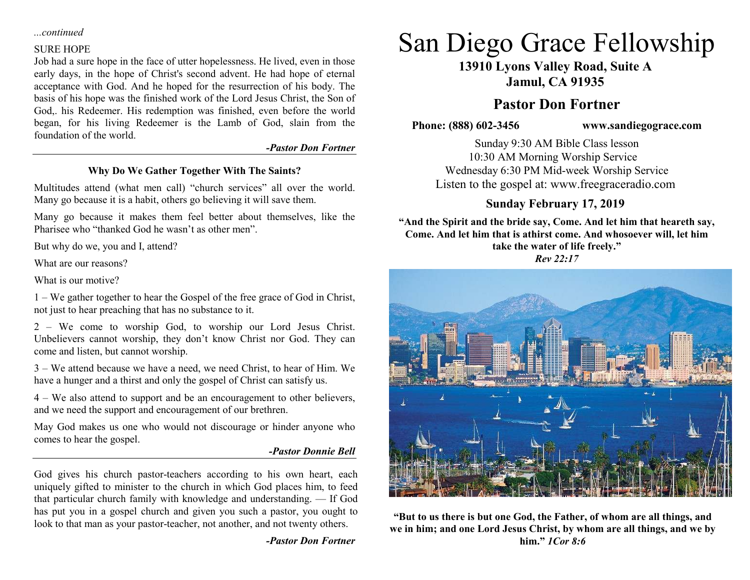*...continued*

SURE HOPE

Job had a sure hope in the face of utter hopelessness. He lived, even in those early days, in the hope of Christ's second advent. He had hope of eternal acceptance with God. And he hoped for the resurrection of his body. The basis of his hope was the finished work of the Lord Jesus Christ, the Son of God,. his Redeemer. His redemption was finished, even before the world began, for his living Redeemer is the Lamb of God, slain from the foundation of the world.

***-Pastor Don Fortner***

---

**Why Do We Gather Together With The Saints?**

Multitudes attend (what men call) "church services" all over the world. Many go because it is a habit, others go believing it will save them.

Many go because it makes them feel better about themselves, like the Pharisee who "thanked God he wasn't as other men".

But why do we, you and I, attend?

What are our reasons?

What is our motive?

1 – We gather together to hear the Gospel of the free grace of God in Christ, not just to hear preaching that has no substance to it.

2 – We come to worship God, to worship our Lord Jesus Christ. Unbelievers cannot worship, they don't know Christ nor God. They can come and listen, but cannot worship.

3 – We attend because we have a need, we need Christ, to hear of Him. We have a hunger and a thirst and only the gospel of Christ can satisfy us.

4 – We also attend to support and be an encouragement to other believers, and we need the support and encouragement of our brethren.

May God makes us one who would not discourage or hinder anyone who comes to hear the gospel.

***-Pastor Donnie Bell***

---

God gives his church pastor-teachers according to his own heart, each uniquely gifted to minister to the church in which God places him, to feed that particular church family with knowledge and understanding. — If God has put you in a gospel church and given you such a pastor, you ought to look to that man as your pastor-teacher, not another, and not twenty others.

***-Pastor Don Fortner***

# San Diego Grace Fellowship

**13910 Lyons Valley Road, Suite A**
**Jamul, CA 91935**

## Pastor Don Fortner

**Phone: (888) 602-3456** **www.sandiegograce.com**

Sunday 9:30 AM Bible Class lesson
10:30 AM Morning Worship Service
Wednesday 6:30 PM Mid-week Worship Service
Listen to the gospel at: www.freegraceradio.com

### Sunday February 17, 2019

**"And the Spirit and the bride say, Come. And let him that heareth say, Come. And let him that is athirst come. And whosoever will, let him take the water of life freely."**
***Rev 22:17***

**"But to us there is but one God, the Father, of whom are all things, and we in him; and one Lord Jesus Christ, by whom are all things, and we by him."** ***1Cor 8:6***